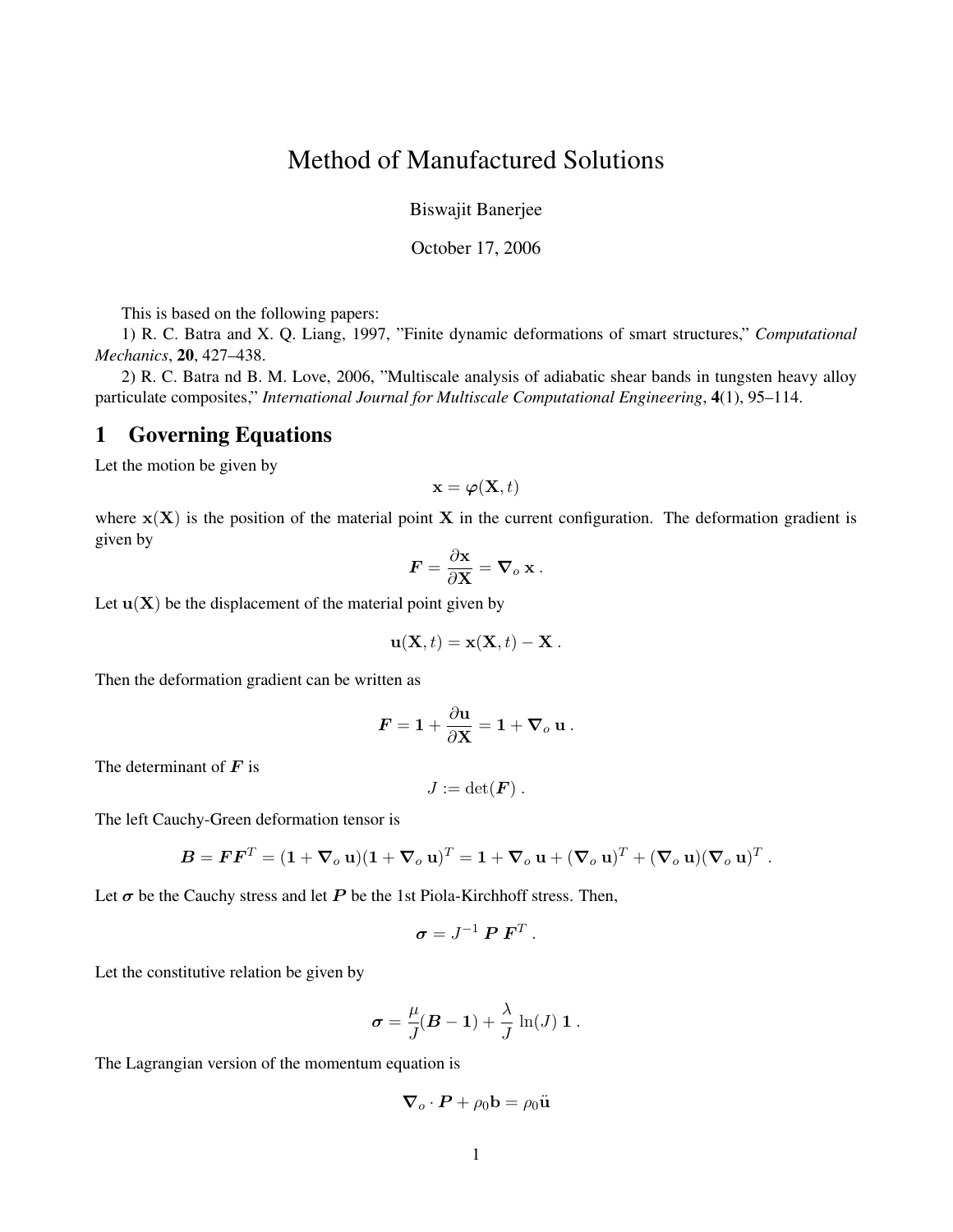# Method of Manufactured Solutions

Biswajit Banerjee

October 17, 2006

This is based on the following papers:

1) R. C. Batra and X. Q. Liang, 1997, "Finite dynamic deformations of smart structures," *Computational Mechanics*, **20**, 427–438.

2) R. C. Batra nd B. M. Love, 2006, "Multiscale analysis of adiabatic shear bands in tungsten heavy alloy particulate composites," *International Journal for Multiscale Computational Engineering*, **4**(1), 95–114.

## 1 Governing Equations

Let the motion be given by

$$\mathbf{x} = \boldsymbol{\varphi}(\mathbf{X}, t)$$

where $\mathbf{x}(\mathbf{X})$ is the position of the material point $\mathbf{X}$ in the current configuration. The deformation gradient is given by

$$\boldsymbol{F} = \frac{\partial \mathbf{x}}{\partial \mathbf{X}} = \boldsymbol{\nabla}_o \, \mathbf{x} \, .$$

Let $\mathbf{u}(\mathbf{X})$ be the displacement of the material point given by

$$\mathbf{u}(\mathbf{X}, t) = \mathbf{x}(\mathbf{X}, t) - \mathbf{X} \, .$$

Then the deformation gradient can be written as

$$\boldsymbol{F} = \mathbf{1} + \frac{\partial \mathbf{u}}{\partial \mathbf{X}} = \mathbf{1} + \boldsymbol{\nabla}_o \, \mathbf{u} \, .$$

The determinant of $\boldsymbol{F}$ is

$$J := \det(\boldsymbol{F}) \, .$$

The left Cauchy-Green deformation tensor is

$$\boldsymbol{B} = \boldsymbol{F}\boldsymbol{F}^T = (\mathbf{1} + \boldsymbol{\nabla}_o \, \mathbf{u})(\mathbf{1} + \boldsymbol{\nabla}_o \, \mathbf{u})^T = \mathbf{1} + \boldsymbol{\nabla}_o \, \mathbf{u} + (\boldsymbol{\nabla}_o \, \mathbf{u})^T + (\boldsymbol{\nabla}_o \, \mathbf{u})(\boldsymbol{\nabla}_o \, \mathbf{u})^T \, .$$

Let $\boldsymbol{\sigma}$ be the Cauchy stress and let $\boldsymbol{P}$ be the 1st Piola-Kirchhoff stress. Then,

$$\boldsymbol{\sigma} = J^{-1} \, \boldsymbol{P} \, \boldsymbol{F}^T \, .$$

Let the constitutive relation be given by

$$\boldsymbol{\sigma} = \frac{\mu}{J}(\boldsymbol{B} - \mathbf{1}) + \frac{\lambda}{J} \ln(J) \, \mathbf{1} \, .$$

The Lagrangian version of the momentum equation is

$$\boldsymbol{\nabla}_o \cdot \boldsymbol{P} + \rho_0 \mathbf{b} = \rho_0 \ddot{\mathbf{u}}$$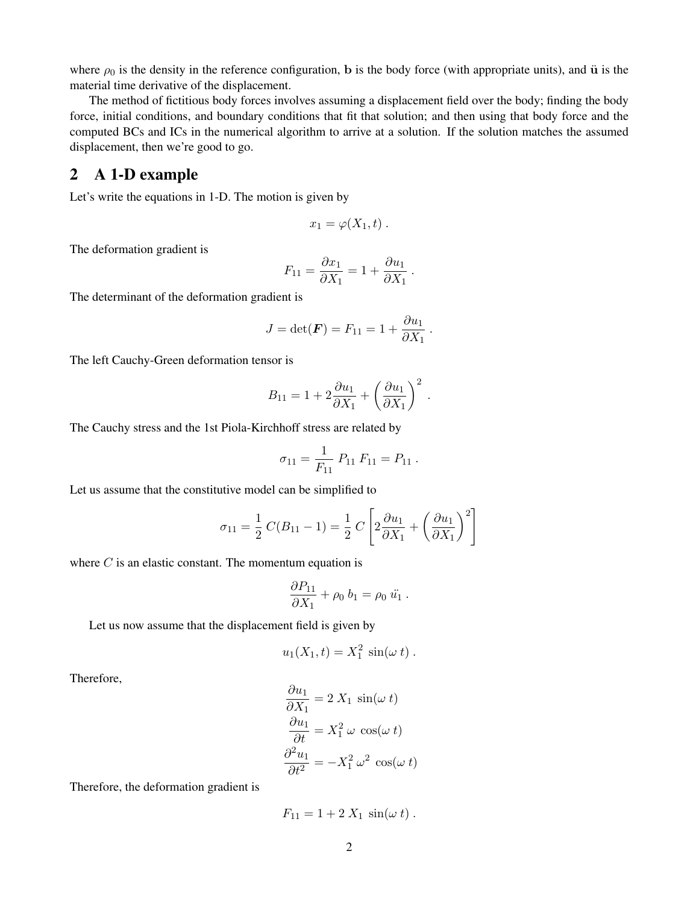where $\rho_0$ is the density in the reference configuration, $\mathbf{b}$ is the body force (with appropriate units), and $\ddot{\mathbf{u}}$ is the material time derivative of the displacement.

The method of fictitious body forces involves assuming a displacement field over the body; finding the body force, initial conditions, and boundary conditions that fit that solution; and then using that body force and the computed BCs and ICs in the numerical algorithm to arrive at a solution. If the solution matches the assumed displacement, then we're good to go.

## 2 A 1-D example

Let's write the equations in 1-D. The motion is given by

$$x_1 = \varphi(X_1, t) \,.$$

The deformation gradient is

$$F_{11} = \frac{\partial x_1}{\partial X_1} = 1 + \frac{\partial u_1}{\partial X_1} \,.$$

The determinant of the deformation gradient is

$$J = \det(\boldsymbol{F}) = F_{11} = 1 + \frac{\partial u_1}{\partial X_1} \,.$$

The left Cauchy-Green deformation tensor is

$$B_{11} = 1 + 2\frac{\partial u_1}{\partial X_1} + \left(\frac{\partial u_1}{\partial X_1}\right)^2 \,.$$

The Cauchy stress and the 1st Piola-Kirchhoff stress are related by

$$\sigma_{11} = \frac{1}{F_{11}}\, P_{11}\, F_{11} = P_{11} \,.$$

Let us assume that the constitutive model can be simplified to

$$\sigma_{11} = \frac{1}{2}\, C(B_{11} - 1) = \frac{1}{2}\, C \left[ 2\frac{\partial u_1}{\partial X_1} + \left(\frac{\partial u_1}{\partial X_1}\right)^2 \right]$$

where $C$ is an elastic constant. The momentum equation is

$$\frac{\partial P_{11}}{\partial X_1} + \rho_0\, b_1 = \rho_0\, \ddot{u}_1 \,.$$

Let us now assume that the displacement field is given by

$$u_1(X_1, t) = X_1^2\, \sin(\omega\, t) \,.$$

Therefore,

$$\begin{aligned}
\frac{\partial u_1}{\partial X_1} &= 2\, X_1\, \sin(\omega\, t) \\
\frac{\partial u_1}{\partial t} &= X_1^2\, \omega\, \cos(\omega\, t) \\
\frac{\partial^2 u_1}{\partial t^2} &= -X_1^2\, \omega^2\, \cos(\omega\, t)
\end{aligned}$$

Therefore, the deformation gradient is

$$F_{11} = 1 + 2\, X_1\, \sin(\omega\, t) \,.$$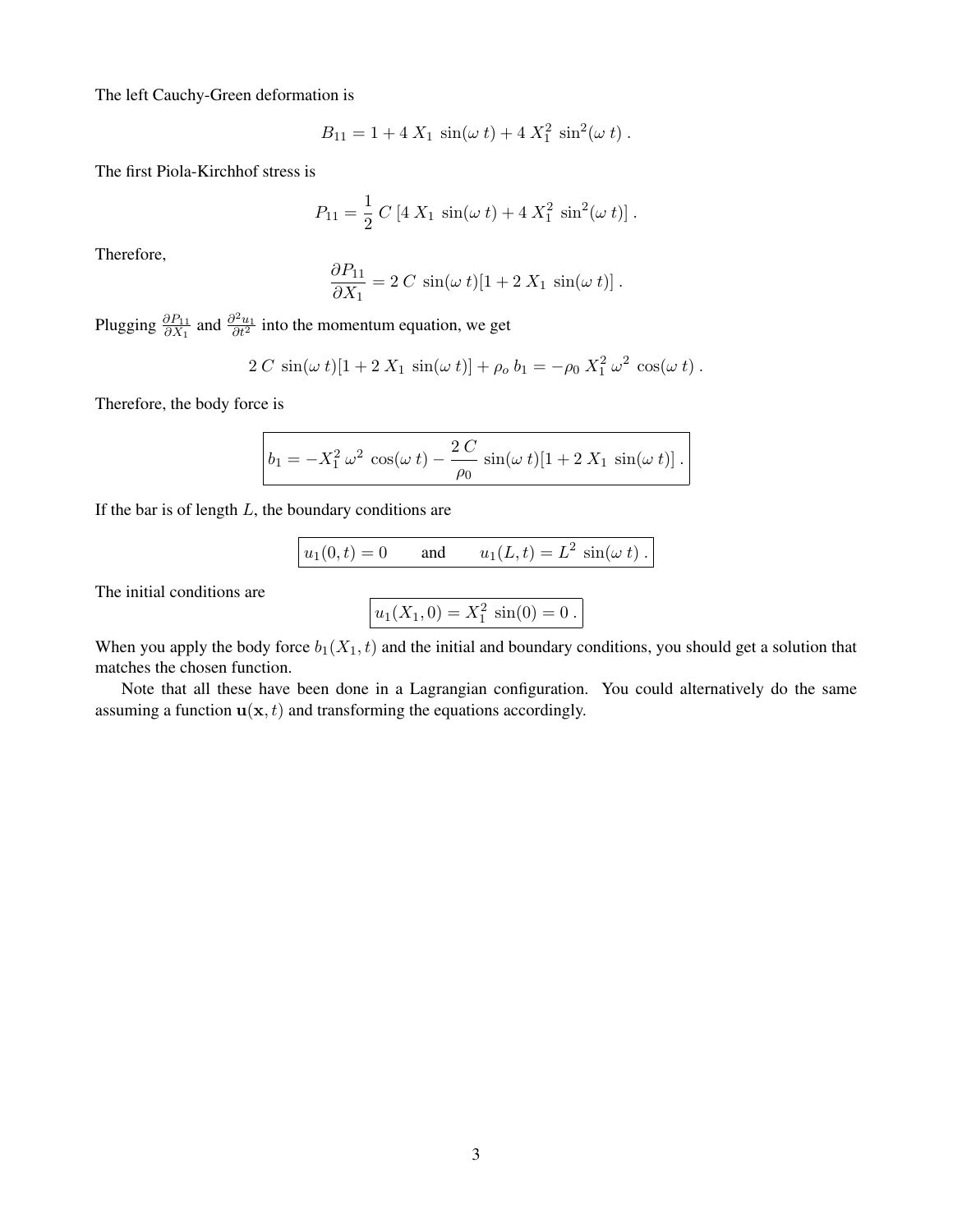The left Cauchy-Green deformation is

$$B_{11} = 1 + 4\ X_1\ \sin(\omega\ t) + 4\ X_1^2\ \sin^2(\omega\ t)\ .$$

The first Piola-Kirchhof stress is

$$P_{11} = \frac{1}{2}\ C\ [4\ X_1\ \sin(\omega\ t) + 4\ X_1^2\ \sin^2(\omega\ t)]\ .$$

Therefore,

$$\frac{\partial P_{11}}{\partial X_1} = 2\ C\ \sin(\omega\ t)[1 + 2\ X_1\ \sin(\omega\ t)]\ .$$

Plugging $\frac{\partial P_{11}}{\partial X_1}$ and $\frac{\partial^2 u_1}{\partial t^2}$ into the momentum equation, we get

$$2\ C\ \sin(\omega\ t)[1 + 2\ X_1\ \sin(\omega\ t)] + \rho_o\ b_1 = -\rho_0\ X_1^2\ \omega^2\ \cos(\omega\ t)\ .$$

Therefore, the body force is

$$\boxed{b_1 = -X_1^2\ \omega^2\ \cos(\omega\ t) - \frac{2\ C}{\rho_0}\ \sin(\omega\ t)[1 + 2\ X_1\ \sin(\omega\ t)]\ .}$$

If the bar is of length $L$, the boundary conditions are

$$\boxed{u_1(0,t) = 0 \qquad \text{and} \qquad u_1(L,t) = L^2\ \sin(\omega\ t)\ .}$$

The initial conditions are

$$\boxed{u_1(X_1, 0) = X_1^2\ \sin(0) = 0\ .}$$

When you apply the body force $b_1(X_1, t)$ and the initial and boundary conditions, you should get a solution that matches the chosen function.

Note that all these have been done in a Lagrangian configuration. You could alternatively do the same assuming a function $\mathbf{u}(\mathbf{x}, t)$ and transforming the equations accordingly.